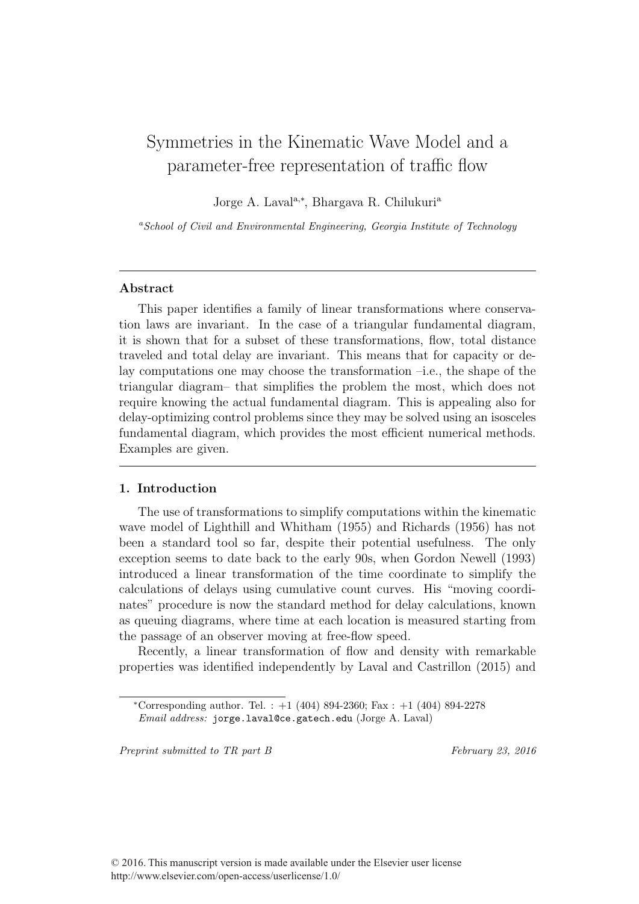// Symmetries in the Kinematic Wave Model and a parameter-free representation of traffic flow

# Symmetries in the Kinematic Wave Model and a parameter-free representation of traffic flow

Jorge A. Laval[a,*], Bhargava R. Chilukuri[a]

[a]*School of Civil and Environmental Engineering, Georgia Institute of Technology*

---

### Abstract

This paper identifies a family of linear transformations where conservation laws are invariant. In the case of a triangular fundamental diagram, it is shown that for a subset of these transformations, flow, total distance traveled and total delay are invariant. This means that for capacity or delay computations one may choose the transformation –i.e., the shape of the triangular diagram– that simplifies the problem the most, which does not require knowing the actual fundamental diagram. This is appealing also for delay-optimizing control problems since they may be solved using an isosceles fundamental diagram, which provides the most efficient numerical methods. Examples are given.

---

### 1. Introduction

The use of transformations to simplify computations within the kinematic wave model of Lighthill and Whitham (1955) and Richards (1956) has not been a standard tool so far, despite their potential usefulness. The only exception seems to date back to the early 90s, when Gordon Newell (1993) introduced a linear transformation of the time coordinate to simplify the calculations of delays using cumulative count curves. His "moving coordinates" procedure is now the standard method for delay calculations, known as queuing diagrams, where time at each location is measured starting from the passage of an observer moving at free-flow speed.

Recently, a linear transformation of flow and density with remarkable properties was identified independently by Laval and Castrillon (2015) and

---

[*]Corresponding author. Tel. : +1 (404) 894-2360; Fax : +1 (404) 894-2278
*Email address:* `jorge.laval@ce.gatech.edu` (Jorge A. Laval)

*Preprint submitted to TR part B* — *February 23, 2016*

© 2016. This manuscript version is made available under the Elsevier user license
http://www.elsevier.com/open-access/userlicense/1.0/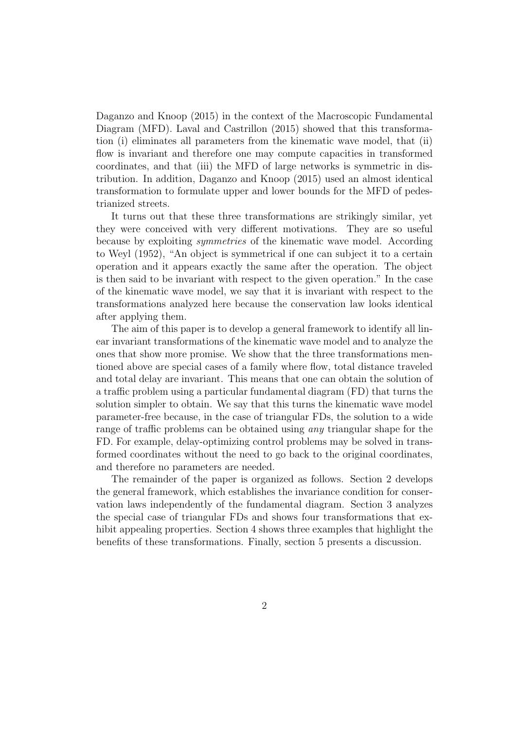Daganzo and Knoop (2015) in the context of the Macroscopic Fundamental Diagram (MFD). Laval and Castrillon (2015) showed that this transformation (i) eliminates all parameters from the kinematic wave model, that (ii) flow is invariant and therefore one may compute capacities in transformed coordinates, and that (iii) the MFD of large networks is symmetric in distribution. In addition, Daganzo and Knoop (2015) used an almost identical transformation to formulate upper and lower bounds for the MFD of pedestrianized streets.

It turns out that these three transformations are strikingly similar, yet they were conceived with very different motivations. They are so useful because by exploiting *symmetries* of the kinematic wave model. According to Weyl (1952), "An object is symmetrical if one can subject it to a certain operation and it appears exactly the same after the operation. The object is then said to be invariant with respect to the given operation." In the case of the kinematic wave model, we say that it is invariant with respect to the transformations analyzed here because the conservation law looks identical after applying them.

The aim of this paper is to develop a general framework to identify all linear invariant transformations of the kinematic wave model and to analyze the ones that show more promise. We show that the three transformations mentioned above are special cases of a family where flow, total distance traveled and total delay are invariant. This means that one can obtain the solution of a traffic problem using a particular fundamental diagram (FD) that turns the solution simpler to obtain. We say that this turns the kinematic wave model parameter-free because, in the case of triangular FDs, the solution to a wide range of traffic problems can be obtained using *any* triangular shape for the FD. For example, delay-optimizing control problems may be solved in transformed coordinates without the need to go back to the original coordinates, and therefore no parameters are needed.

The remainder of the paper is organized as follows. Section 2 develops the general framework, which establishes the invariance condition for conservation laws independently of the fundamental diagram. Section 3 analyzes the special case of triangular FDs and shows four transformations that exhibit appealing properties. Section 4 shows three examples that highlight the benefits of these transformations. Finally, section 5 presents a discussion.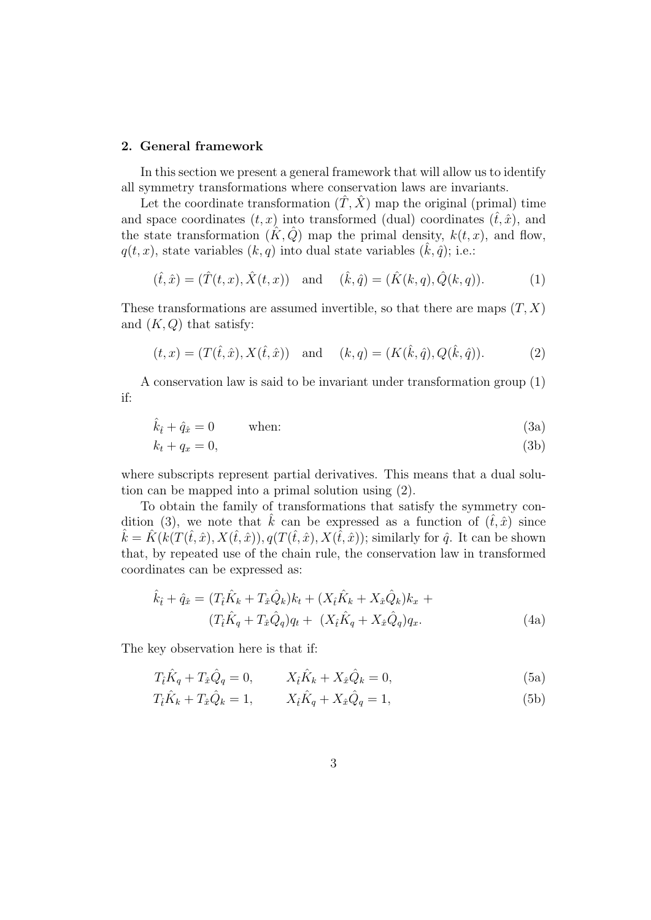## 2. General framework

In this section we present a general framework that will allow us to identify all symmetry transformations where conservation laws are invariants.

Let the coordinate transformation $(\hat{T}, \hat{X})$ map the original (primal) time and space coordinates $(t, x)$ into transformed (dual) coordinates $(\hat{t}, \hat{x})$, and the state transformation $(\hat{K}, \hat{Q})$ map the primal density, $k(t, x)$, and flow, $q(t, x)$, state variables $(k, q)$ into dual state variables $(\hat{k}, \hat{q})$; i.e.:

$$(\hat{t}, \hat{x}) = (\hat{T}(t, x), \hat{X}(t, x)) \quad \text{and} \quad (\hat{k}, \hat{q}) = (\hat{K}(k, q), \hat{Q}(k, q)). \tag{1}$$

These transformations are assumed invertible, so that there are maps $(T, X)$ and $(K, Q)$ that satisfy:

$$(t, x) = (T(\hat{t}, \hat{x}), X(\hat{t}, \hat{x})) \quad \text{and} \quad (k, q) = (K(\hat{k}, \hat{q}), Q(\hat{k}, \hat{q})). \tag{2}$$

A conservation law is said to be invariant under transformation group (1) if:

$$\hat{k}_{\hat{t}} + \hat{q}_{\hat{x}} = 0 \qquad \text{when:} \tag{3a}$$

$$k_t + q_x = 0, \tag{3b}$$

where subscripts represent partial derivatives. This means that a dual solution can be mapped into a primal solution using (2).

To obtain the family of transformations that satisfy the symmetry condition (3), we note that $\hat{k}$ can be expressed as a function of $(\hat{t}, \hat{x})$ since $\hat{k} = \hat{K}(k(T(\hat{t}, \hat{x}), X(\hat{t}, \hat{x})), q(T(\hat{t}, \hat{x}), X(\hat{t}, \hat{x}))$; similarly for $\hat{q}$. It can be shown that, by repeated use of the chain rule, the conservation law in transformed coordinates can be expressed as:

$$\begin{aligned} \hat{k}_{\hat{t}} + \hat{q}_{\hat{x}} = & (T_{\hat{t}}\hat{K}_k + T_{\hat{x}}\hat{Q}_k)k_t + (X_{\hat{t}}\hat{K}_k + X_{\hat{x}}\hat{Q}_k)k_x + \\ & (T_{\hat{t}}\hat{K}_q + T_{\hat{x}}\hat{Q}_q)q_t + (X_{\hat{t}}\hat{K}_q + X_{\hat{x}}\hat{Q}_q)q_x. \end{aligned} \tag{4a}$$

The key observation here is that if:

$$T_{\hat{t}}\hat{K}_q + T_{\hat{x}}\hat{Q}_q = 0, \qquad X_{\hat{t}}\hat{K}_k + X_{\hat{x}}\hat{Q}_k = 0, \tag{5a}$$

$$T_{\hat{t}}\hat{K}_k + T_{\hat{x}}\hat{Q}_k = 1, \qquad X_{\hat{t}}\hat{K}_q + X_{\hat{x}}\hat{Q}_q = 1, \tag{5b}$$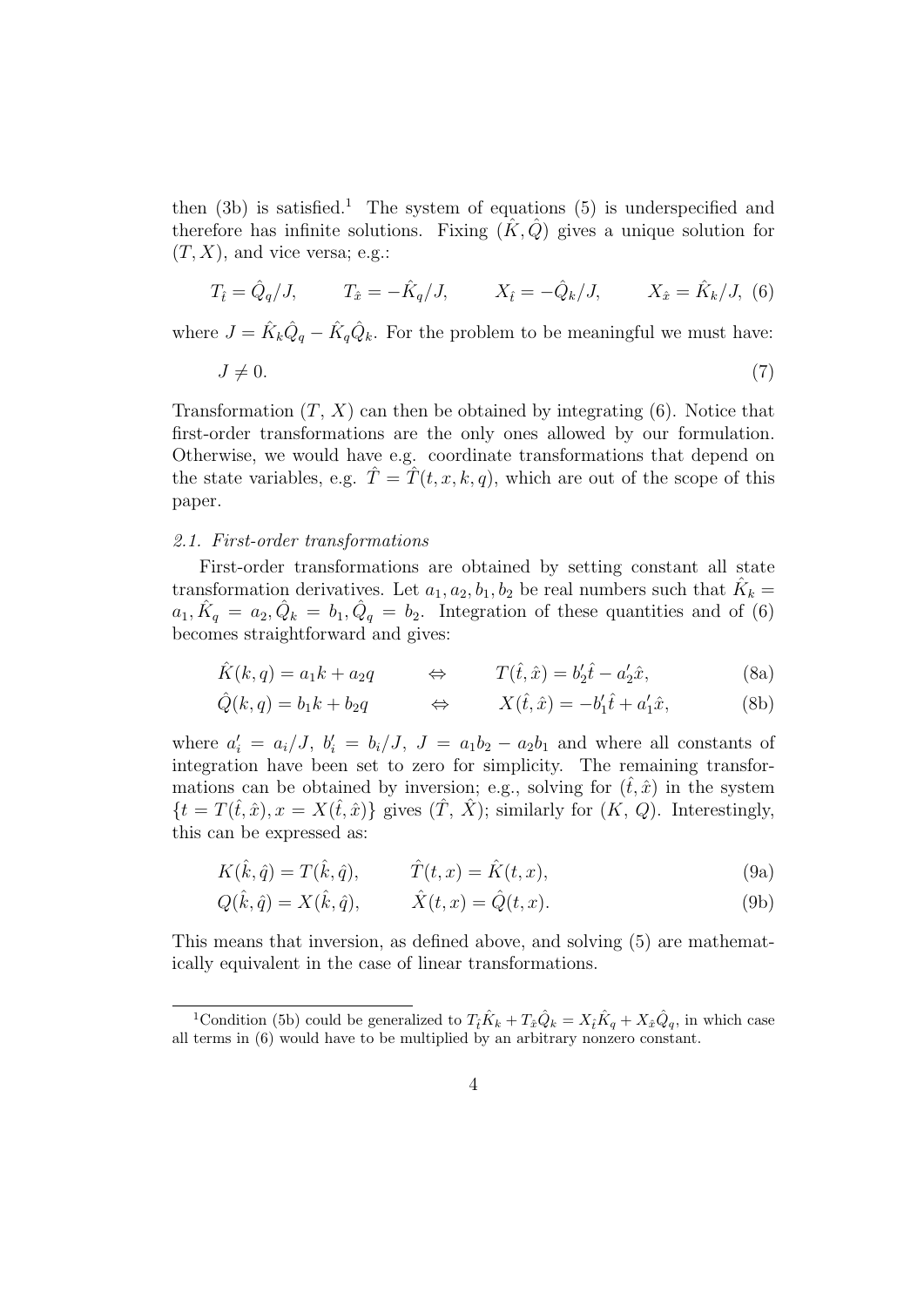then (3b) is satisfied.[1] The system of equations (5) is underspecified and therefore has infinite solutions. Fixing $(\hat{K}, \hat{Q})$ gives a unique solution for $(T, X)$, and vice versa; e.g.:

$$T_{\hat{t}} = \hat{Q}_q/J, \qquad T_{\hat{x}} = -\hat{K}_q/J, \qquad X_{\hat{t}} = -\hat{Q}_k/J, \qquad X_{\hat{x}} = \hat{K}_k/J, \tag{6}$$

where $J = \hat{K}_k\hat{Q}_q - \hat{K}_q\hat{Q}_k$. For the problem to be meaningful we must have:

$$J \neq 0. \tag{7}$$

Transformation $(T,\, X)$ can then be obtained by integrating (6). Notice that first-order transformations are the only ones allowed by our formulation. Otherwise, we would have e.g. coordinate transformations that depend on the state variables, e.g. $\hat{T} = \hat{T}(t, x, k, q)$, which are out of the scope of this paper.

### *2.1. First-order transformations*

First-order transformations are obtained by setting constant all state transformation derivatives. Let $a_1, a_2, b_1, b_2$ be real numbers such that $\hat{K}_k = a_1, \hat{K}_q = a_2, \hat{Q}_k = b_1, \hat{Q}_q = b_2$. Integration of these quantities and of (6) becomes straightforward and gives:

$$\hat{K}(k, q) = a_1 k + a_2 q \qquad \Leftrightarrow \qquad T(\hat{t}, \hat{x}) = b_2'\hat{t} - a_2'\hat{x}, \tag{8a}$$

$$\hat{Q}(k, q) = b_1 k + b_2 q \qquad \Leftrightarrow \qquad X(\hat{t}, \hat{x}) = -b_1'\hat{t} + a_1'\hat{x}, \tag{8b}$$

where $a_i' = a_i/J,\ b_i' = b_i/J,\ J = a_1 b_2 - a_2 b_1$ and where all constants of integration have been set to zero for simplicity. The remaining transformations can be obtained by inversion; e.g., solving for $(\hat{t}, \hat{x})$ in the system $\{t = T(\hat{t}, \hat{x}), x = X(\hat{t}, \hat{x})\}$ gives $(\hat{T},\, \hat{X})$; similarly for $(K,\, Q)$. Interestingly, this can be expressed as:

$$K(\hat{k}, \hat{q}) = T(\hat{k}, \hat{q}), \qquad \hat{T}(t, x) = \hat{K}(t, x), \tag{9a}$$

$$Q(\hat{k}, \hat{q}) = X(\hat{k}, \hat{q}), \qquad \hat{X}(t, x) = \hat{Q}(t, x). \tag{9b}$$

This means that inversion, as defined above, and solving (5) are mathematically equivalent in the case of linear transformations.

---

[1] Condition (5b) could be generalized to $T_{\hat{t}}\hat{K}_k + T_{\hat{x}}\hat{Q}_k = X_{\hat{t}}\hat{K}_q + X_{\hat{x}}\hat{Q}_q$, in which case all terms in (6) would have to be multiplied by an arbitrary nonzero constant.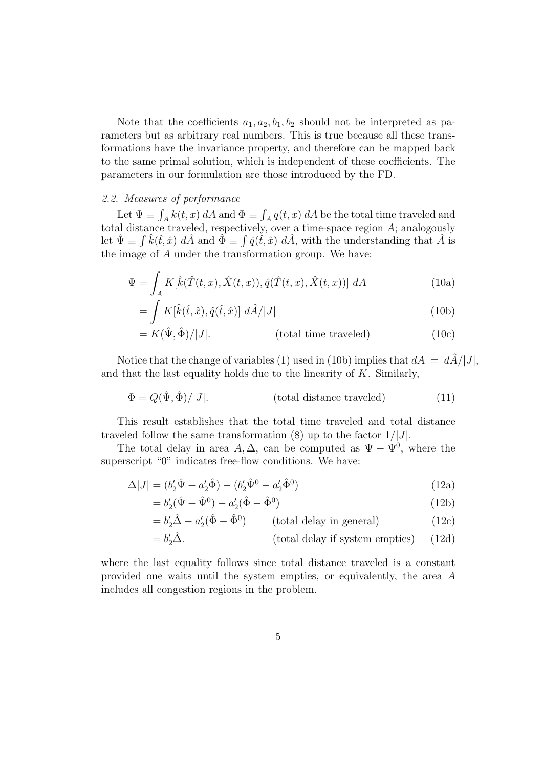Note that the coefficients $a_1, a_2, b_1, b_2$ should not be interpreted as parameters but as arbitrary real numbers. This is true because all these transformations have the invariance property, and therefore can be mapped back to the same primal solution, which is independent of these coefficients. The parameters in our formulation are those introduced by the FD.

### *2.2. Measures of performance*

Let $\Psi \equiv \int_A k(t,x)\, dA$ and $\Phi \equiv \int_A q(t,x)\, dA$ be the total time traveled and total distance traveled, respectively, over a time-space region $A$; analogously let $\hat{\Psi} \equiv \int \hat{k}(\hat{t},\hat{x})\, d\hat{A}$ and $\hat{\Phi} \equiv \int \hat{q}(\hat{t},\hat{x})\, d\hat{A}$, with the understanding that $\hat{A}$ is the image of $A$ under the transformation group. We have:

$$\Psi = \int_A K[\hat{k}(\hat{T}(t,x), \hat{X}(t,x)), \hat{q}(\hat{T}(t,x), \hat{X}(t,x))]\; dA \tag{10a}$$

$$= \int K[\hat{k}(\hat{t},\hat{x}), \hat{q}(\hat{t},\hat{x})]\; d\hat{A}/|J| \tag{10b}$$

$$= K(\hat{\Psi}, \hat{\Phi})/|J|. \qquad \text{(total time traveled)} \tag{10c}$$

Notice that the change of variables (1) used in (10b) implies that $dA = d\hat{A}/|J|$, and that the last equality holds due to the linearity of $K$. Similarly,

$$\Phi = Q(\hat{\Psi}, \hat{\Phi})/|J|. \qquad \text{(total distance traveled)} \tag{11}$$

This result establishes that the total time traveled and total distance traveled follow the same transformation (8) up to the factor $1/|J|$.

The total delay in area $A, \Delta$, can be computed as $\Psi - \Psi^0$, where the superscript "0" indicates free-flow conditions. We have:

$$\Delta|J| = (b_2'\hat{\Psi} - a_2'\hat{\Phi}) - (b_2'\hat{\Psi}^0 - a_2'\hat{\Phi}^0) \tag{12a}$$

$$= b_2'(\hat{\Psi} - \hat{\Psi}^0) - a_2'(\hat{\Phi} - \hat{\Phi}^0) \tag{12b}$$

$$= b_2'\hat{\Delta} - a_2'(\hat{\Phi} - \hat{\Phi}^0) \qquad \text{(total delay in general)} \tag{12c}$$

$$= b_2'\hat{\Delta}. \qquad \text{(total delay if system empties)} \tag{12d}$$

where the last equality follows since total distance traveled is a constant provided one waits until the system empties, or equivalently, the area $A$ includes all congestion regions in the problem.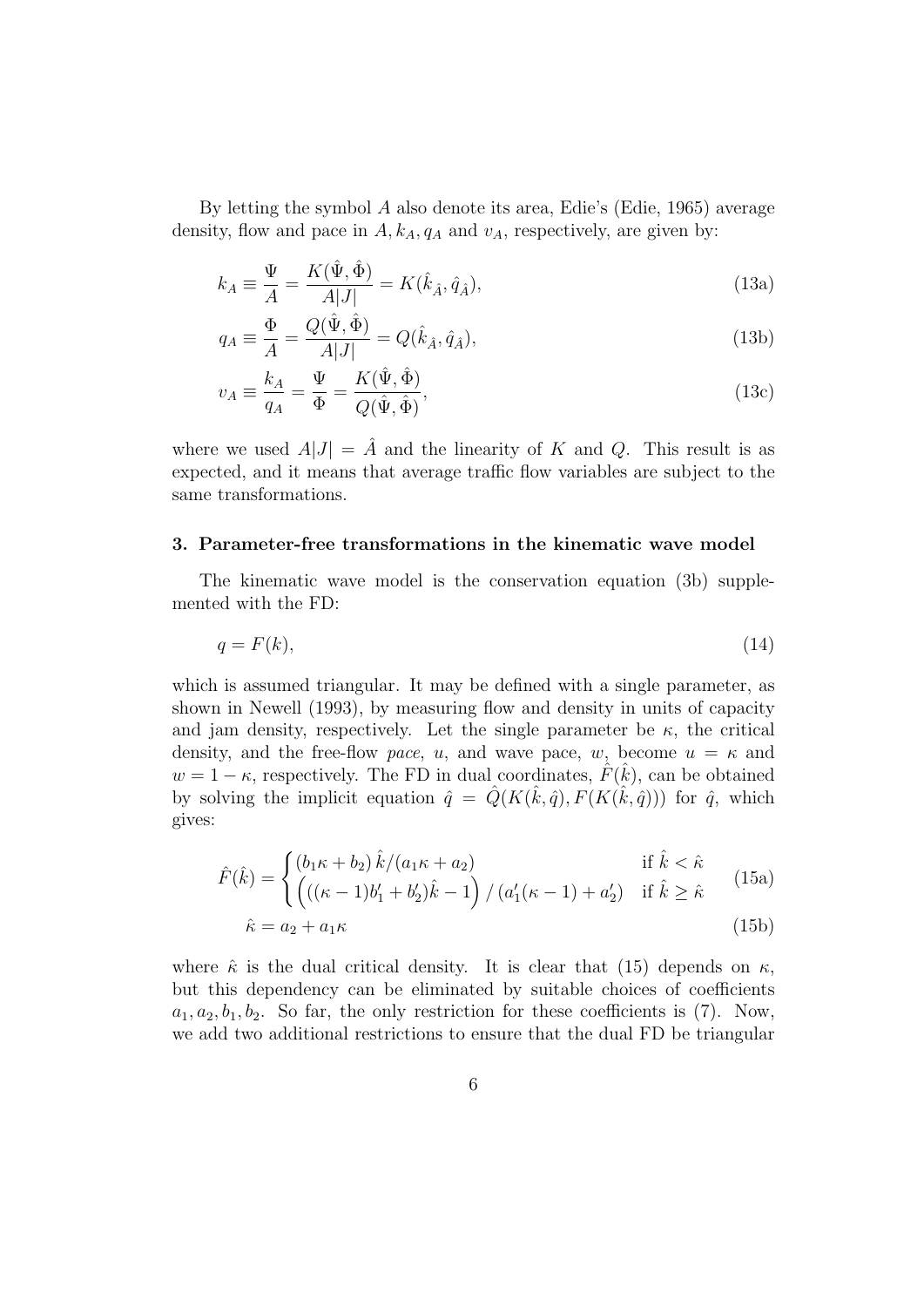By letting the symbol $A$ also denote its area, Edie's (Edie, 1965) average density, flow and pace in $A, k_A, q_A$ and $v_A$, respectively, are given by:

$$k_A \equiv \frac{\Psi}{A} = \frac{K(\hat{\Psi}, \hat{\Phi})}{A|J|} = K(\hat{k}_{\hat{A}}, \hat{q}_{\hat{A}}), \tag{13a}$$

$$q_A \equiv \frac{\Phi}{A} = \frac{Q(\hat{\Psi}, \hat{\Phi})}{A|J|} = Q(\hat{k}_{\hat{A}}, \hat{q}_{\hat{A}}), \tag{13b}$$

$$v_A \equiv \frac{k_A}{q_A} = \frac{\Psi}{\Phi} = \frac{K(\hat{\Psi}, \hat{\Phi})}{Q(\hat{\Psi}, \hat{\Phi})}, \tag{13c}$$

where we used $A|J| = \hat{A}$ and the linearity of $K$ and $Q$. This result is as expected, and it means that average traffic flow variables are subject to the same transformations.

## 3. Parameter-free transformations in the kinematic wave model

The kinematic wave model is the conservation equation (3b) supplemented with the FD:

$$q = F(k), \tag{14}$$

which is assumed triangular. It may be defined with a single parameter, as shown in Newell (1993), by measuring flow and density in units of capacity and jam density, respectively. Let the single parameter be $\kappa$, the critical density, and the free-flow *pace*, $u$, and wave pace, $w$, become $u = \kappa$ and $w = 1 - \kappa$, respectively. The FD in dual coordinates, $\hat{F}(\hat{k})$, can be obtained by solving the implicit equation $\hat{q} = \hat{Q}(K(\hat{k}, \hat{q}), F(K(\hat{k}, \hat{q})))$ for $\hat{q}$, which gives:

$$\hat{F}(\hat{k}) = \begin{cases} (b_1\kappa + b_2)\,\hat{k}/(a_1\kappa + a_2) & \text{if } \hat{k} < \hat{\kappa} \\ \left(((\kappa - 1)b_1' + b_2')\hat{k} - 1\right) / \left(a_1'(\kappa - 1) + a_2'\right) & \text{if } \hat{k} \geq \hat{\kappa} \end{cases} \tag{15a}$$

$$\hat{\kappa} = a_2 + a_1\kappa \tag{15b}$$

where $\hat{\kappa}$ is the dual critical density. It is clear that (15) depends on $\kappa$, but this dependency can be eliminated by suitable choices of coefficients $a_1, a_2, b_1, b_2$. So far, the only restriction for these coefficients is (7). Now, we add two additional restrictions to ensure that the dual FD be triangular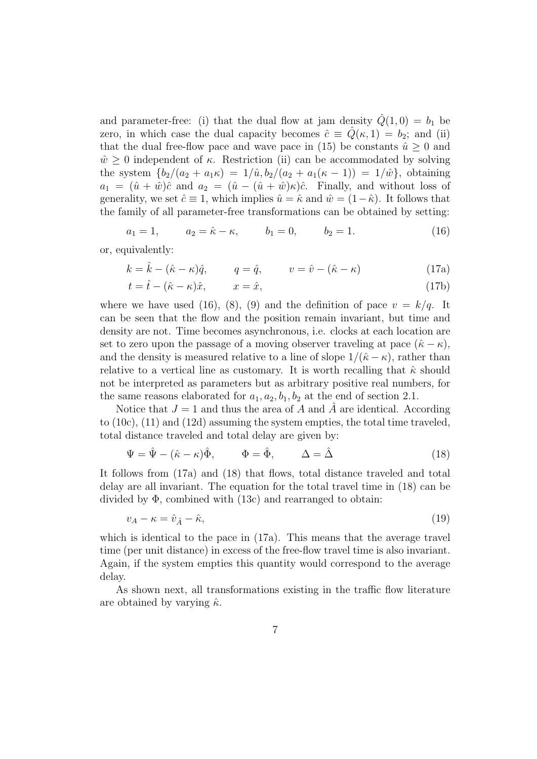and parameter-free: (i) that the dual flow at jam density $\hat{Q}(1,0) = b_1$ be zero, in which case the dual capacity becomes $\hat{c} \equiv \hat{Q}(\kappa, 1) = b_2$; and (ii) that the dual free-flow pace and wave pace in (15) be constants $\hat{u} \geq 0$ and $\hat{w} \geq 0$ independent of $\kappa$. Restriction (ii) can be accommodated by solving the system $\{b_2/(a_2 + a_1\kappa) = 1/\hat{u}, b_2/(a_2 + a_1(\kappa - 1)) = 1/\hat{w}\}$, obtaining $a_1 = (\hat{u} + \hat{w})\hat{c}$ and $a_2 = (\hat{u} - (\hat{u} + \hat{w})\kappa)\hat{c}$. Finally, and without loss of generality, we set $\hat{c} \equiv 1$, which implies $\hat{u} = \hat{\kappa}$ and $\hat{w} = (1 - \hat{\kappa})$. It follows that the family of all parameter-free transformations can be obtained by setting:

$$a_1 = 1, \qquad a_2 = \hat{\kappa} - \kappa, \qquad b_1 = 0, \qquad b_2 = 1. \tag{16}$$

or, equivalently:

$$k = \hat{k} - (\hat{\kappa} - \kappa)\hat{q}, \qquad q = \hat{q}, \qquad v = \hat{v} - (\hat{\kappa} - \kappa) \tag{17a}$$

$$t = \hat{t} - (\hat{\kappa} - \kappa)\hat{x}, \qquad x = \hat{x}, \tag{17b}$$

where we have used (16), (8), (9) and the definition of pace $v = k/q$. It can be seen that the flow and the position remain invariant, but time and density are not. Time becomes asynchronous, i.e. clocks at each location are set to zero upon the passage of a moving observer traveling at pace $(\hat{\kappa} - \kappa)$, and the density is measured relative to a line of slope $1/(\hat{\kappa} - \kappa)$, rather than relative to a vertical line as customary. It is worth recalling that $\hat{\kappa}$ should not be interpreted as parameters but as arbitrary positive real numbers, for the same reasons elaborated for $a_1, a_2, b_1, b_2$ at the end of section 2.1.

Notice that $J = 1$ and thus the area of $A$ and $\hat{A}$ are identical. According to (10c), (11) and (12d) assuming the system empties, the total time traveled, total distance traveled and total delay are given by:

$$\Psi = \hat{\Psi} - (\hat{\kappa} - \kappa)\hat{\Phi}, \qquad \Phi = \hat{\Phi}, \qquad \Delta = \hat{\Delta} \tag{18}$$

It follows from (17a) and (18) that flows, total distance traveled and total delay are all invariant. The equation for the total travel time in (18) can be divided by $\Phi$, combined with (13c) and rearranged to obtain:

$$v_A - \kappa = \hat{v}_{\hat{A}} - \hat{\kappa}, \tag{19}$$

which is identical to the pace in (17a). This means that the average travel time (per unit distance) in excess of the free-flow travel time is also invariant. Again, if the system empties this quantity would correspond to the average delay.

As shown next, all transformations existing in the traffic flow literature are obtained by varying $\hat{\kappa}$.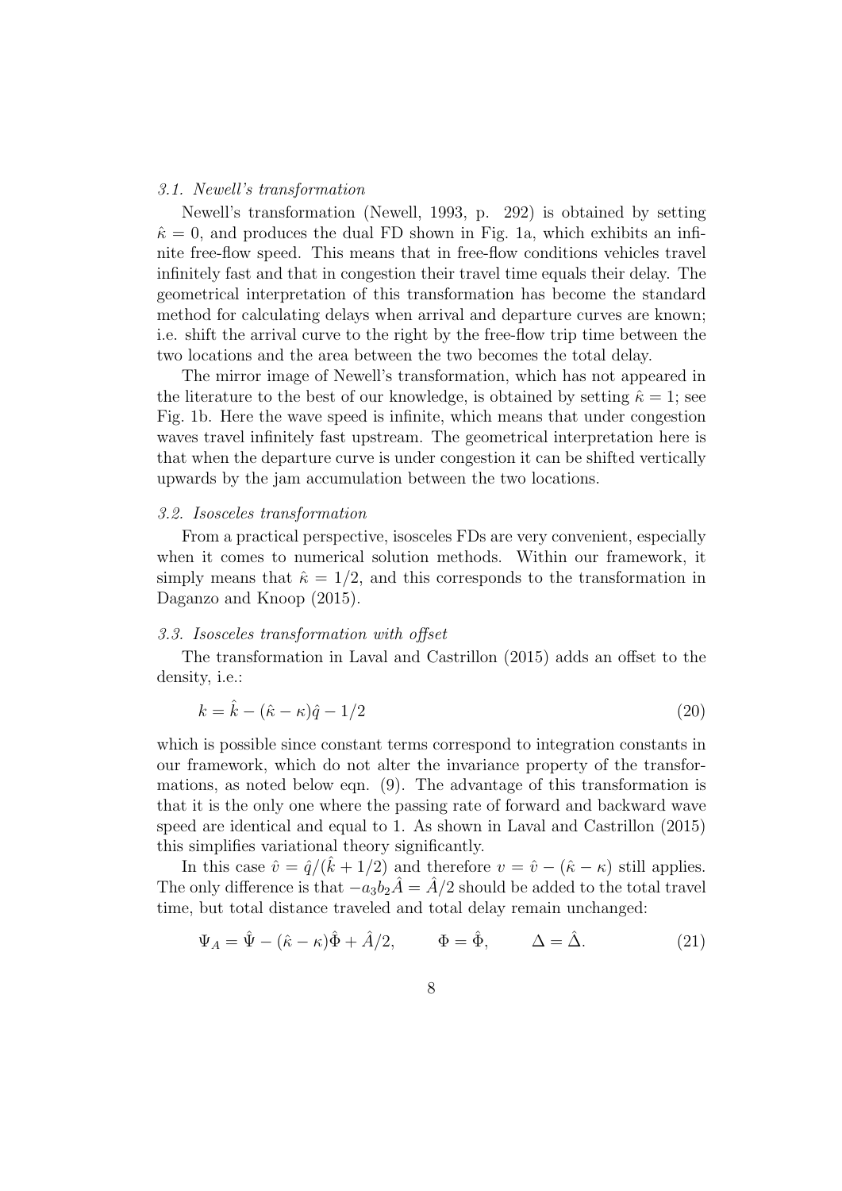### *3.1. Newell's transformation*

Newell's transformation (Newell, 1993, p. 292) is obtained by setting $\hat{\kappa} = 0$, and produces the dual FD shown in Fig. 1a, which exhibits an infinite free-flow speed. This means that in free-flow conditions vehicles travel infinitely fast and that in congestion their travel time equals their delay. The geometrical interpretation of this transformation has become the standard method for calculating delays when arrival and departure curves are known; i.e. shift the arrival curve to the right by the free-flow trip time between the two locations and the area between the two becomes the total delay.

The mirror image of Newell's transformation, which has not appeared in the literature to the best of our knowledge, is obtained by setting $\hat{\kappa} = 1$; see Fig. 1b. Here the wave speed is infinite, which means that under congestion waves travel infinitely fast upstream. The geometrical interpretation here is that when the departure curve is under congestion it can be shifted vertically upwards by the jam accumulation between the two locations.

### *3.2. Isosceles transformation*

From a practical perspective, isosceles FDs are very convenient, especially when it comes to numerical solution methods. Within our framework, it simply means that $\hat{\kappa} = 1/2$, and this corresponds to the transformation in Daganzo and Knoop (2015).

### *3.3. Isosceles transformation with offset*

The transformation in Laval and Castrillon (2015) adds an offset to the density, i.e.:

$$k = \hat{k} - (\hat{\kappa} - \kappa)\hat{q} - 1/2 \tag{20}$$

which is possible since constant terms correspond to integration constants in our framework, which do not alter the invariance property of the transformations, as noted below eqn. (9). The advantage of this transformation is that it is the only one where the passing rate of forward and backward wave speed are identical and equal to 1. As shown in Laval and Castrillon (2015) this simplifies variational theory significantly.

In this case $\hat{v} = \hat{q}/(\hat{k} + 1/2)$ and therefore $v = \hat{v} - (\hat{\kappa} - \kappa)$ still applies. The only difference is that $-a_3 b_2 \hat{A} = \hat{A}/2$ should be added to the total travel time, but total distance traveled and total delay remain unchanged:

$$\Psi_A = \hat{\Psi} - (\hat{\kappa} - \kappa)\hat{\Phi} + \hat{A}/2, \qquad \Phi = \hat{\Phi}, \qquad \Delta = \hat{\Delta}. \tag{21}$$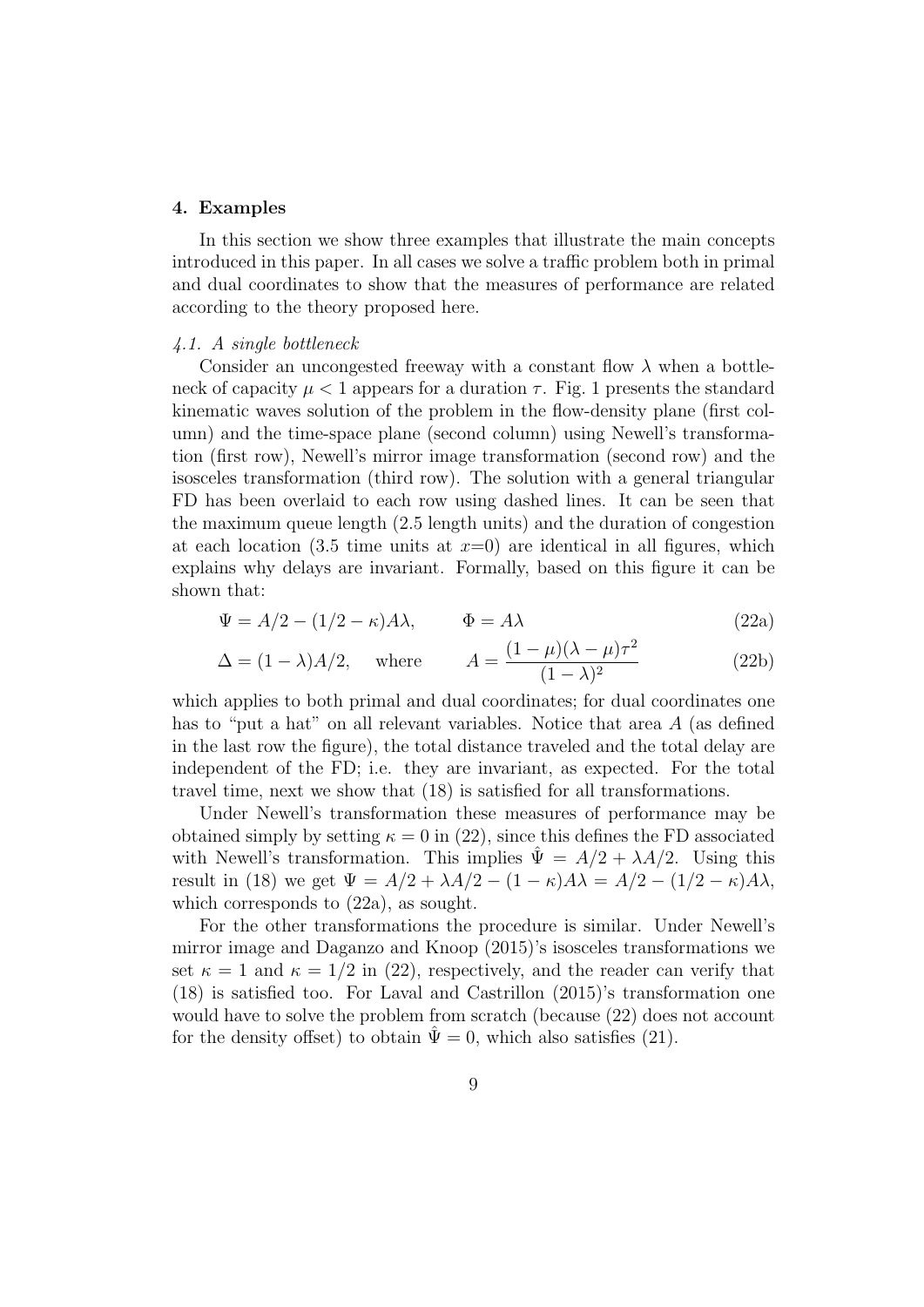## 4. Examples

In this section we show three examples that illustrate the main concepts introduced in this paper. In all cases we solve a traffic problem both in primal and dual coordinates to show that the measures of performance are related according to the theory proposed here.

### *4.1. A single bottleneck*

Consider an uncongested freeway with a constant flow $\lambda$ when a bottleneck of capacity $\mu < 1$ appears for a duration $\tau$. Fig. 1 presents the standard kinematic waves solution of the problem in the flow-density plane (first column) and the time-space plane (second column) using Newell's transformation (first row), Newell's mirror image transformation (second row) and the isosceles transformation (third row). The solution with a general triangular FD has been overlaid to each row using dashed lines. It can be seen that the maximum queue length (2.5 length units) and the duration of congestion at each location (3.5 time units at $x$=0) are identical in all figures, which explains why delays are invariant. Formally, based on this figure it can be shown that:

$$\Psi = A/2 - (1/2 - \kappa)A\lambda, \qquad \Phi = A\lambda \tag{22a}$$

$$\Delta = (1 - \lambda)A/2, \quad \text{where} \qquad A = \frac{(1 - \mu)(\lambda - \mu)\tau^2}{(1 - \lambda)^2} \tag{22b}$$

which applies to both primal and dual coordinates; for dual coordinates one has to "put a hat" on all relevant variables. Notice that area $A$ (as defined in the last row the figure), the total distance traveled and the total delay are independent of the FD; i.e. they are invariant, as expected. For the total travel time, next we show that (18) is satisfied for all transformations.

Under Newell's transformation these measures of performance may be obtained simply by setting $\kappa = 0$ in (22), since this defines the FD associated with Newell's transformation. This implies $\hat{\Psi} = A/2 + \lambda A/2$. Using this result in (18) we get $\Psi = A/2 + \lambda A/2 - (1 - \kappa)A\lambda = A/2 - (1/2 - \kappa)A\lambda$, which corresponds to (22a), as sought.

For the other transformations the procedure is similar. Under Newell's mirror image and Daganzo and Knoop (2015)'s isosceles transformations we set $\kappa = 1$ and $\kappa = 1/2$ in (22), respectively, and the reader can verify that (18) is satisfied too. For Laval and Castrillon (2015)'s transformation one would have to solve the problem from scratch (because (22) does not account for the density offset) to obtain $\hat{\Psi} = 0$, which also satisfies (21).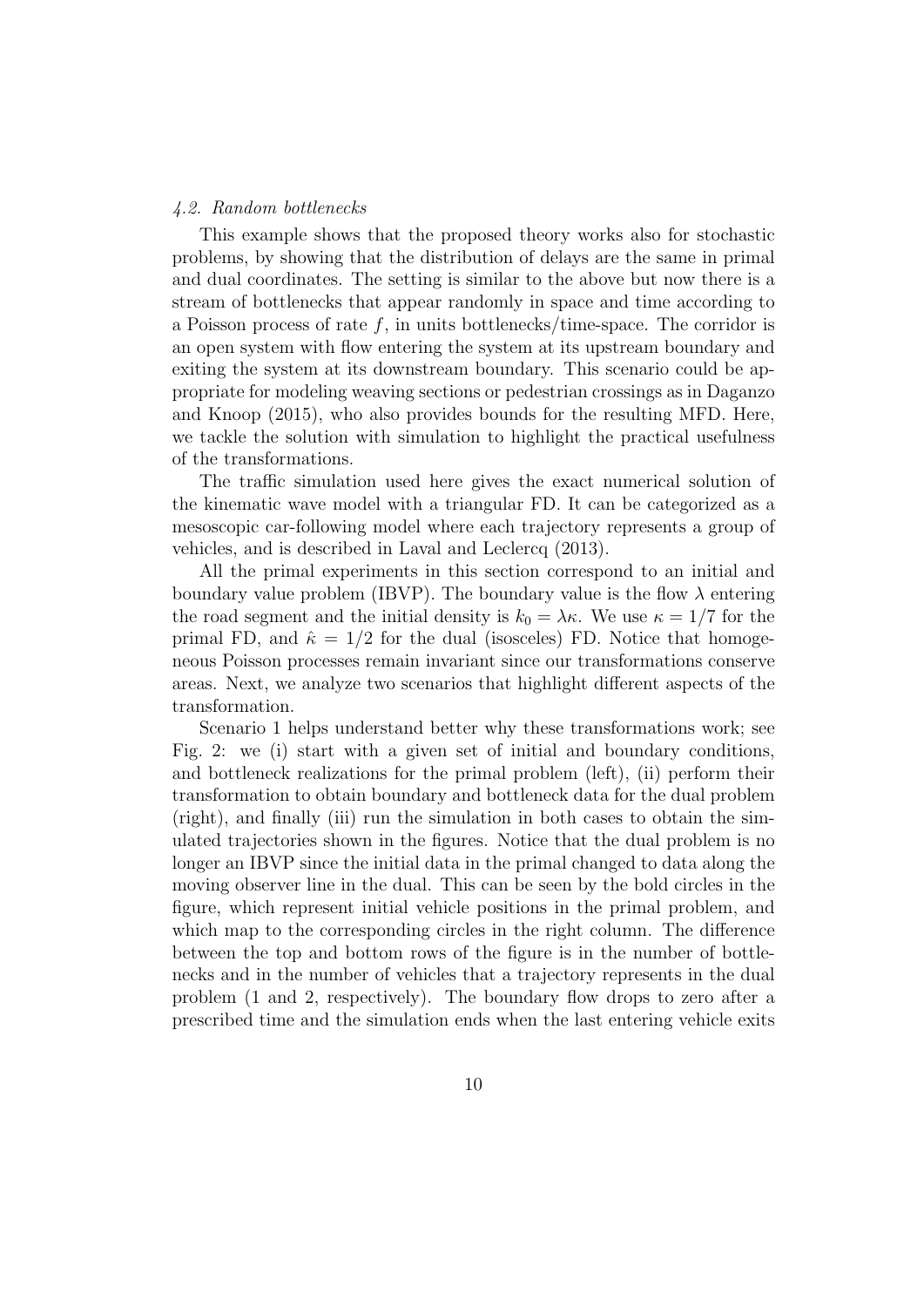### *4.2. Random bottlenecks*

This example shows that the proposed theory works also for stochastic problems, by showing that the distribution of delays are the same in primal and dual coordinates. The setting is similar to the above but now there is a stream of bottlenecks that appear randomly in space and time according to a Poisson process of rate $f$, in units bottlenecks/time-space. The corridor is an open system with flow entering the system at its upstream boundary and exiting the system at its downstream boundary. This scenario could be appropriate for modeling weaving sections or pedestrian crossings as in Daganzo and Knoop (2015), who also provides bounds for the resulting MFD. Here, we tackle the solution with simulation to highlight the practical usefulness of the transformations.

The traffic simulation used here gives the exact numerical solution of the kinematic wave model with a triangular FD. It can be categorized as a mesoscopic car-following model where each trajectory represents a group of vehicles, and is described in Laval and Leclercq (2013).

All the primal experiments in this section correspond to an initial and boundary value problem (IBVP). The boundary value is the flow $\lambda$ entering the road segment and the initial density is $k_0 = \lambda\kappa$. We use $\kappa = 1/7$ for the primal FD, and $\hat{\kappa} = 1/2$ for the dual (isosceles) FD. Notice that homogeneous Poisson processes remain invariant since our transformations conserve areas. Next, we analyze two scenarios that highlight different aspects of the transformation.

Scenario 1 helps understand better why these transformations work; see Fig. 2: we (i) start with a given set of initial and boundary conditions, and bottleneck realizations for the primal problem (left), (ii) perform their transformation to obtain boundary and bottleneck data for the dual problem (right), and finally (iii) run the simulation in both cases to obtain the simulated trajectories shown in the figures. Notice that the dual problem is no longer an IBVP since the initial data in the primal changed to data along the moving observer line in the dual. This can be seen by the bold circles in the figure, which represent initial vehicle positions in the primal problem, and which map to the corresponding circles in the right column. The difference between the top and bottom rows of the figure is in the number of bottlenecks and in the number of vehicles that a trajectory represents in the dual problem (1 and 2, respectively). The boundary flow drops to zero after a prescribed time and the simulation ends when the last entering vehicle exits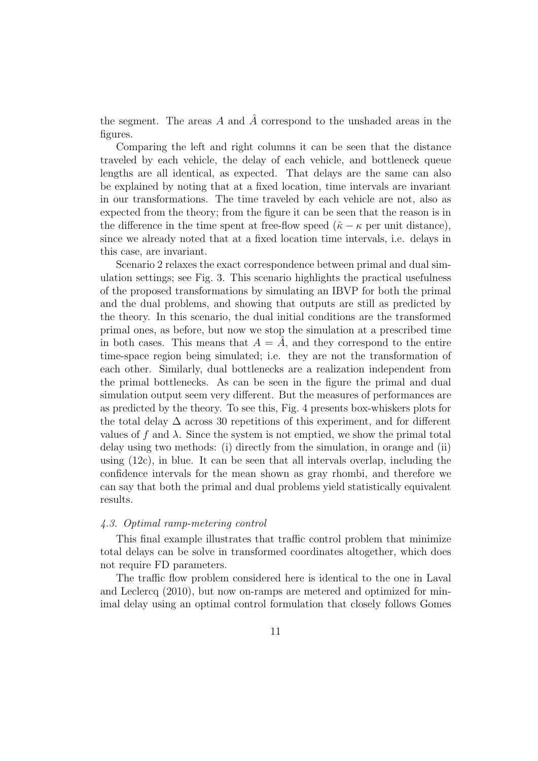the segment. The areas $A$ and $\hat{A}$ correspond to the unshaded areas in the figures.

Comparing the left and right columns it can be seen that the distance traveled by each vehicle, the delay of each vehicle, and bottleneck queue lengths are all identical, as expected. That delays are the same can also be explained by noting that at a fixed location, time intervals are invariant in our transformations. The time traveled by each vehicle are not, also as expected from the theory; from the figure it can be seen that the reason is in the difference in the time spent at free-flow speed ($\hat{\kappa} - \kappa$ per unit distance), since we already noted that at a fixed location time intervals, i.e. delays in this case, are invariant.

Scenario 2 relaxes the exact correspondence between primal and dual simulation settings; see Fig. 3. This scenario highlights the practical usefulness of the proposed transformations by simulating an IBVP for both the primal and the dual problems, and showing that outputs are still as predicted by the theory. In this scenario, the dual initial conditions are the transformed primal ones, as before, but now we stop the simulation at a prescribed time in both cases. This means that $A = \hat{A}$, and they correspond to the entire time-space region being simulated; i.e. they are not the transformation of each other. Similarly, dual bottlenecks are a realization independent from the primal bottlenecks. As can be seen in the figure the primal and dual simulation output seem very different. But the measures of performances are as predicted by the theory. To see this, Fig. 4 presents box-whiskers plots for the total delay $\Delta$ across 30 repetitions of this experiment, and for different values of $f$ and $\lambda$. Since the system is not emptied, we show the primal total delay using two methods: (i) directly from the simulation, in orange and (ii) using (12c), in blue. It can be seen that all intervals overlap, including the confidence intervals for the mean shown as gray rhombi, and therefore we can say that both the primal and dual problems yield statistically equivalent results.

### *4.3. Optimal ramp-metering control*

This final example illustrates that traffic control problem that minimize total delays can be solve in transformed coordinates altogether, which does not require FD parameters.

The traffic flow problem considered here is identical to the one in Laval and Leclercq (2010), but now on-ramps are metered and optimized for minimal delay using an optimal control formulation that closely follows Gomes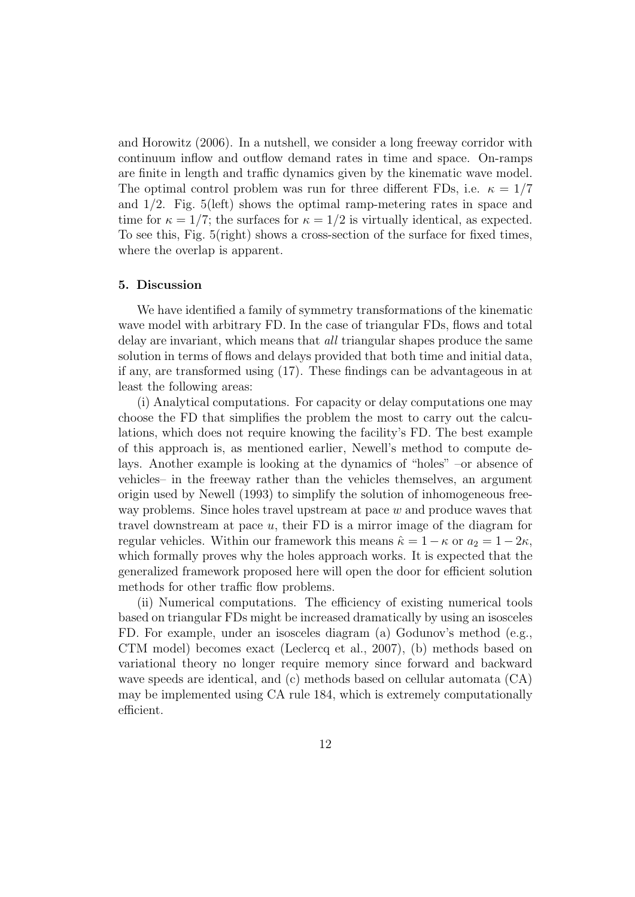and Horowitz (2006). In a nutshell, we consider a long freeway corridor with continuum inflow and outflow demand rates in time and space. On-ramps are finite in length and traffic dynamics given by the kinematic wave model. The optimal control problem was run for three different FDs, i.e. $\kappa = 1/7$ and $1/2$. Fig. 5(left) shows the optimal ramp-metering rates in space and time for $\kappa = 1/7$; the surfaces for $\kappa = 1/2$ is virtually identical, as expected. To see this, Fig. 5(right) shows a cross-section of the surface for fixed times, where the overlap is apparent.

## 5. Discussion

We have identified a family of symmetry transformations of the kinematic wave model with arbitrary FD. In the case of triangular FDs, flows and total delay are invariant, which means that *all* triangular shapes produce the same solution in terms of flows and delays provided that both time and initial data, if any, are transformed using (17). These findings can be advantageous in at least the following areas:

(i) Analytical computations. For capacity or delay computations one may choose the FD that simplifies the problem the most to carry out the calculations, which does not require knowing the facility's FD. The best example of this approach is, as mentioned earlier, Newell's method to compute delays. Another example is looking at the dynamics of "holes" –or absence of vehicles– in the freeway rather than the vehicles themselves, an argument origin used by Newell (1993) to simplify the solution of inhomogeneous freeway problems. Since holes travel upstream at pace $w$ and produce waves that travel downstream at pace $u$, their FD is a mirror image of the diagram for regular vehicles. Within our framework this means $\hat{\kappa} = 1 - \kappa$ or $a_2 = 1 - 2\kappa$, which formally proves why the holes approach works. It is expected that the generalized framework proposed here will open the door for efficient solution methods for other traffic flow problems.

(ii) Numerical computations. The efficiency of existing numerical tools based on triangular FDs might be increased dramatically by using an isosceles FD. For example, under an isosceles diagram (a) Godunov's method (e.g., CTM model) becomes exact (Leclercq et al., 2007), (b) methods based on variational theory no longer require memory since forward and backward wave speeds are identical, and (c) methods based on cellular automata (CA) may be implemented using CA rule 184, which is extremely computationally efficient.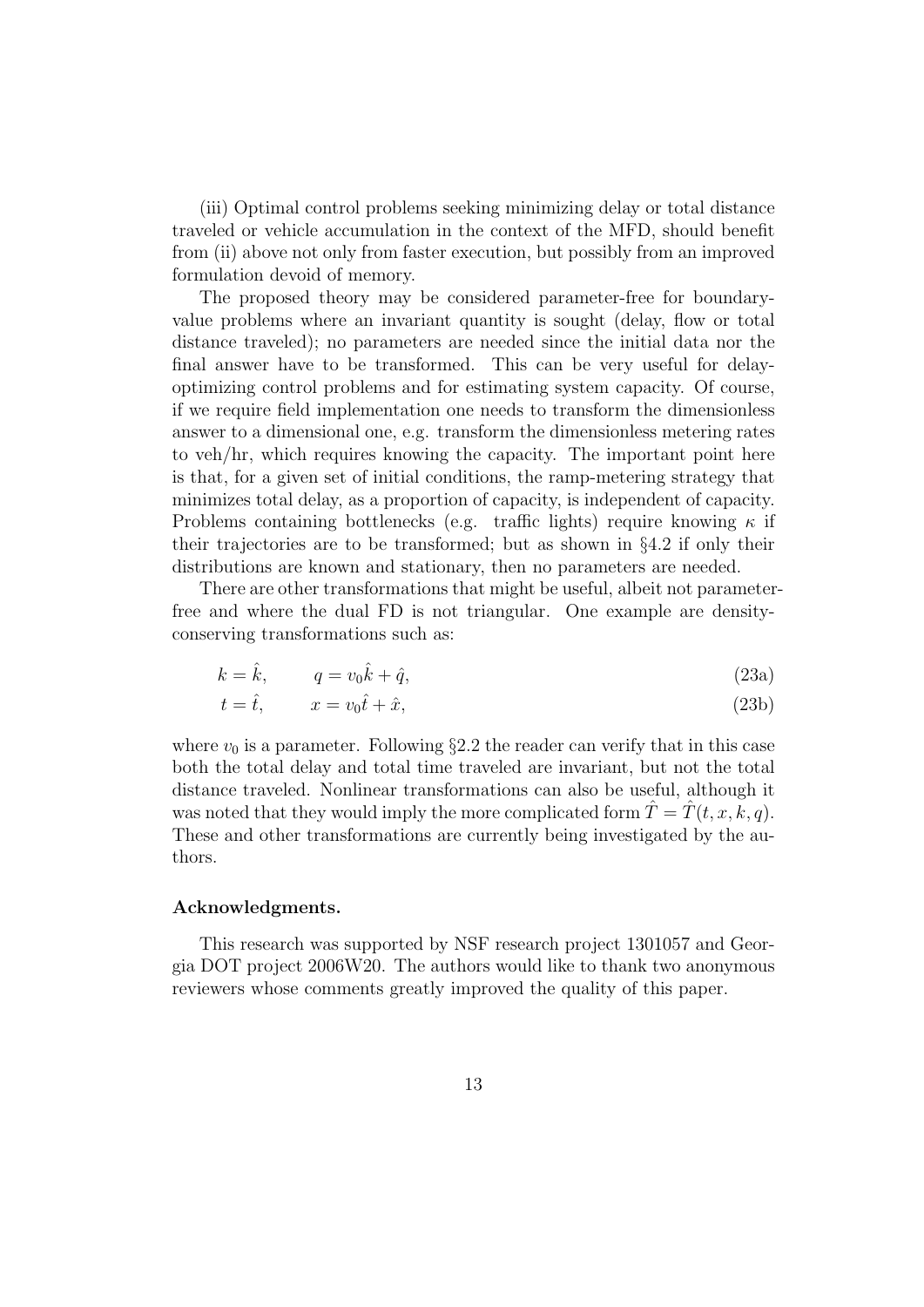(iii) Optimal control problems seeking minimizing delay or total distance traveled or vehicle accumulation in the context of the MFD, should benefit from (ii) above not only from faster execution, but possibly from an improved formulation devoid of memory.

The proposed theory may be considered parameter-free for boundary-value problems where an invariant quantity is sought (delay, flow or total distance traveled); no parameters are needed since the initial data nor the final answer have to be transformed. This can be very useful for delay-optimizing control problems and for estimating system capacity. Of course, if we require field implementation one needs to transform the dimensionless answer to a dimensional one, e.g. transform the dimensionless metering rates to veh/hr, which requires knowing the capacity. The important point here is that, for a given set of initial conditions, the ramp-metering strategy that minimizes total delay, as a proportion of capacity, is independent of capacity. Problems containing bottlenecks (e.g. traffic lights) require knowing $\kappa$ if their trajectories are to be transformed; but as shown in §4.2 if only their distributions are known and stationary, then no parameters are needed.

There are other transformations that might be useful, albeit not parameter-free and where the dual FD is not triangular. One example are density-conserving transformations such as:

$$k = \hat{k}, \qquad q = v_0\hat{k} + \hat{q}, \tag{23a}$$

$$t = \hat{t}, \qquad x = v_0\hat{t} + \hat{x}, \tag{23b}$$

where $v_0$ is a parameter. Following §2.2 the reader can verify that in this case both the total delay and total time traveled are invariant, but not the total distance traveled. Nonlinear transformations can also be useful, although it was noted that they would imply the more complicated form $\hat{T} = \hat{T}(t, x, k, q)$. These and other transformations are currently being investigated by the authors.

**Acknowledgments.**

This research was supported by NSF research project 1301057 and Georgia DOT project 2006W20. The authors would like to thank two anonymous reviewers whose comments greatly improved the quality of this paper.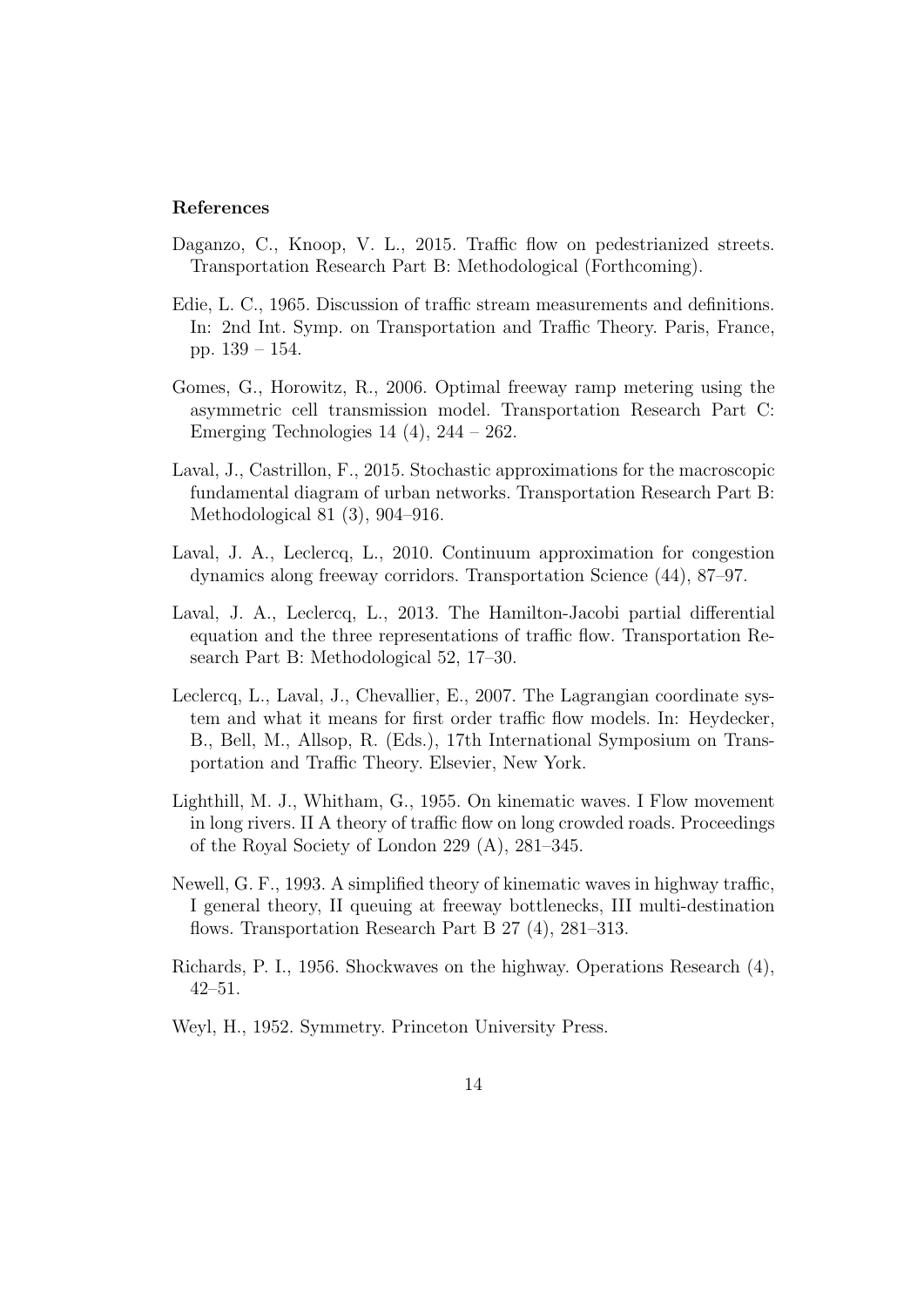### References

Daganzo, C., Knoop, V. L., 2015. Traffic flow on pedestrianized streets. Transportation Research Part B: Methodological (Forthcoming).

Edie, L. C., 1965. Discussion of traffic stream measurements and definitions. In: 2nd Int. Symp. on Transportation and Traffic Theory. Paris, France, pp. 139 – 154.

Gomes, G., Horowitz, R., 2006. Optimal freeway ramp metering using the asymmetric cell transmission model. Transportation Research Part C: Emerging Technologies 14 (4), 244 – 262.

Laval, J., Castrillon, F., 2015. Stochastic approximations for the macroscopic fundamental diagram of urban networks. Transportation Research Part B: Methodological 81 (3), 904–916.

Laval, J. A., Leclercq, L., 2010. Continuum approximation for congestion dynamics along freeway corridors. Transportation Science (44), 87–97.

Laval, J. A., Leclercq, L., 2013. The Hamilton-Jacobi partial differential equation and the three representations of traffic flow. Transportation Research Part B: Methodological 52, 17–30.

Leclercq, L., Laval, J., Chevallier, E., 2007. The Lagrangian coordinate system and what it means for first order traffic flow models. In: Heydecker, B., Bell, M., Allsop, R. (Eds.), 17th International Symposium on Transportation and Traffic Theory. Elsevier, New York.

Lighthill, M. J., Whitham, G., 1955. On kinematic waves. I Flow movement in long rivers. II A theory of traffic flow on long crowded roads. Proceedings of the Royal Society of London 229 (A), 281–345.

Newell, G. F., 1993. A simplified theory of kinematic waves in highway traffic, I general theory, II queuing at freeway bottlenecks, III multi-destination flows. Transportation Research Part B 27 (4), 281–313.

Richards, P. I., 1956. Shockwaves on the highway. Operations Research (4), 42–51.

Weyl, H., 1952. Symmetry. Princeton University Press.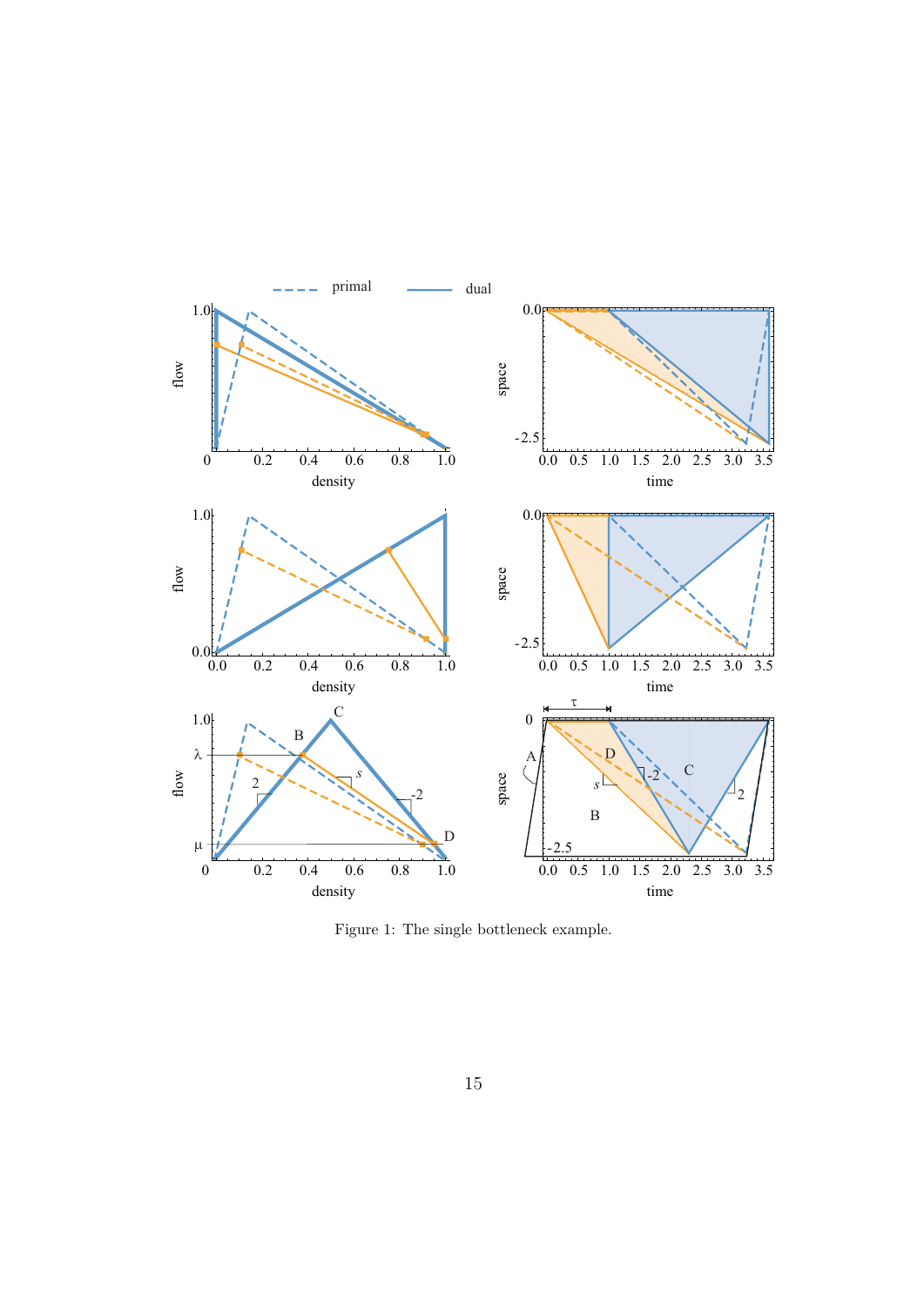Figure 1: The single bottleneck example.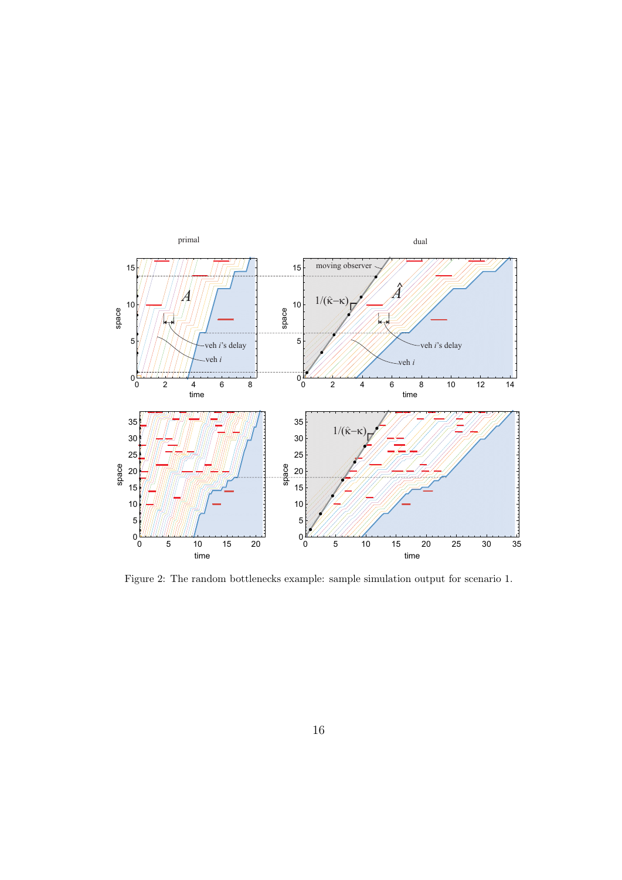Figure 2: The random bottlenecks example: sample simulation output for scenario 1.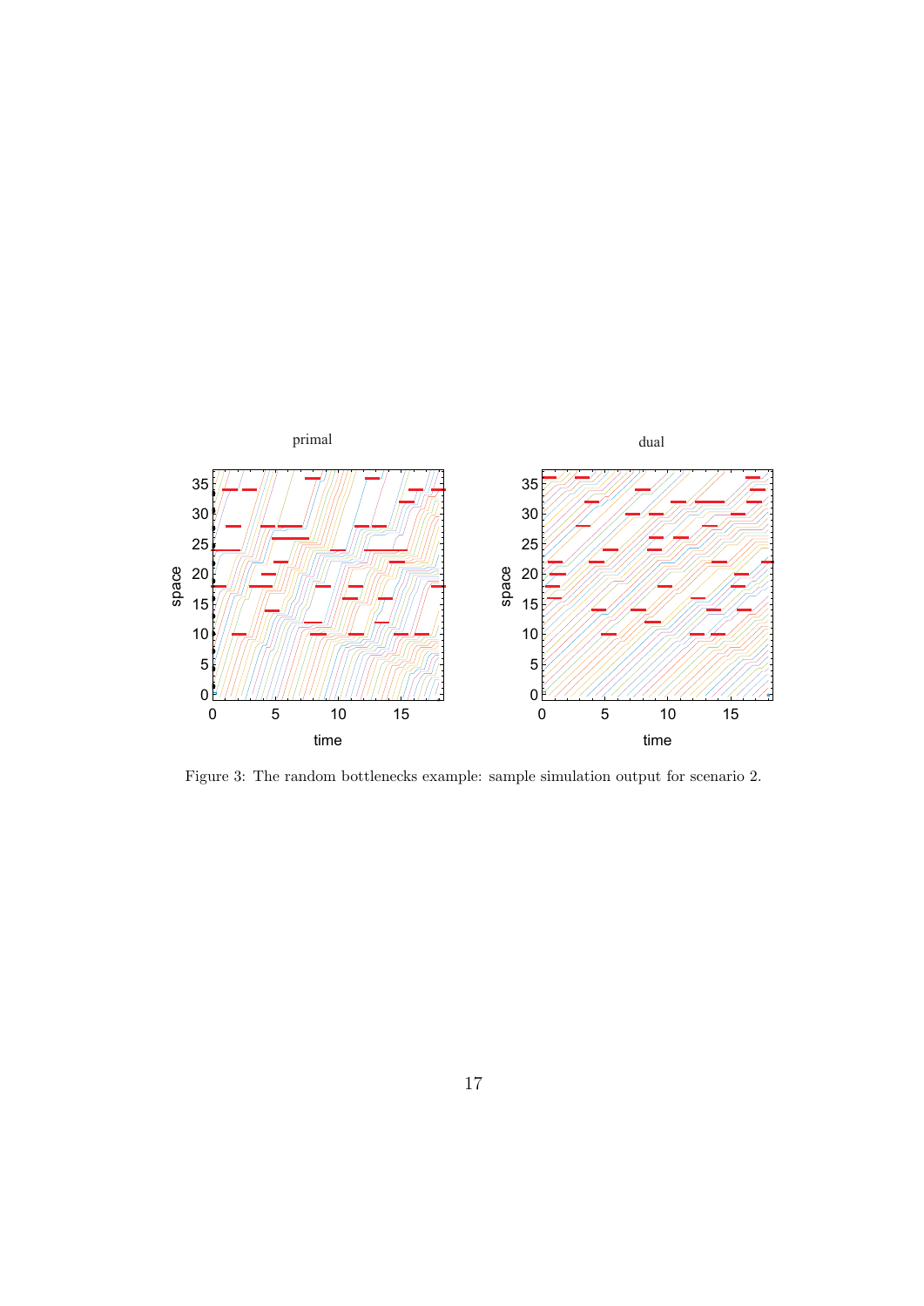Figure 3: The random bottlenecks example: sample simulation output for scenario 2.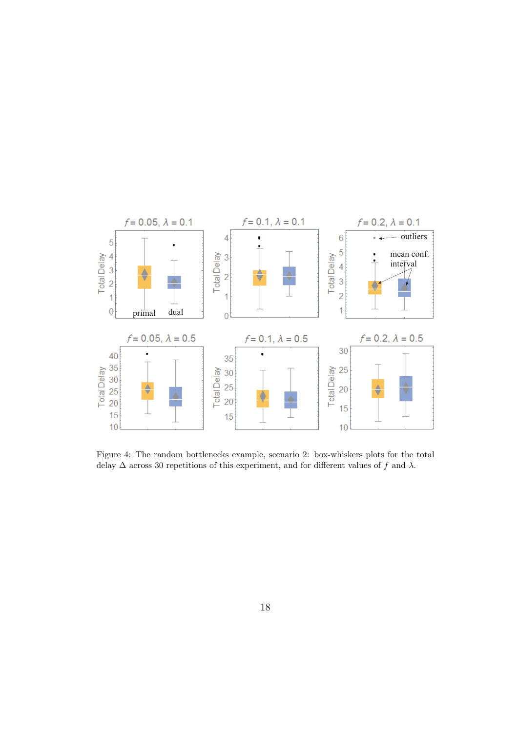Figure 4: The random bottlenecks example, scenario 2: box-whiskers plots for the total delay $\Delta$ across 30 repetitions of this experiment, and for different values of $f$ and $\lambda$.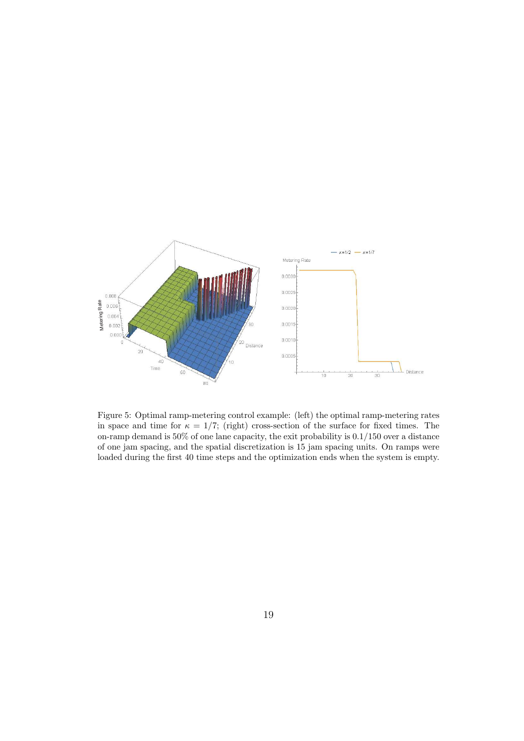Metering Rate
0.008
0.006
0.004
0.002
0.000
0
20
40
60
80
Time
10
20
30
Distance

— κ=1/2 — κ=1/7
Metering Rate
0.0030
0.0025
0.0020
0.0015
0.0010
0.0005
10
20
30
Distance

Figure 5: Optimal ramp-metering control example: (left) the optimal ramp-metering rates in space and time for $\kappa = 1/7$; (right) cross-section of the surface for fixed times. The on-ramp demand is 50% of one lane capacity, the exit probability is $0.1/150$ over a distance of one jam spacing, and the spatial discretization is 15 jam spacing units. On ramps were loaded during the first 40 time steps and the optimization ends when the system is empty.